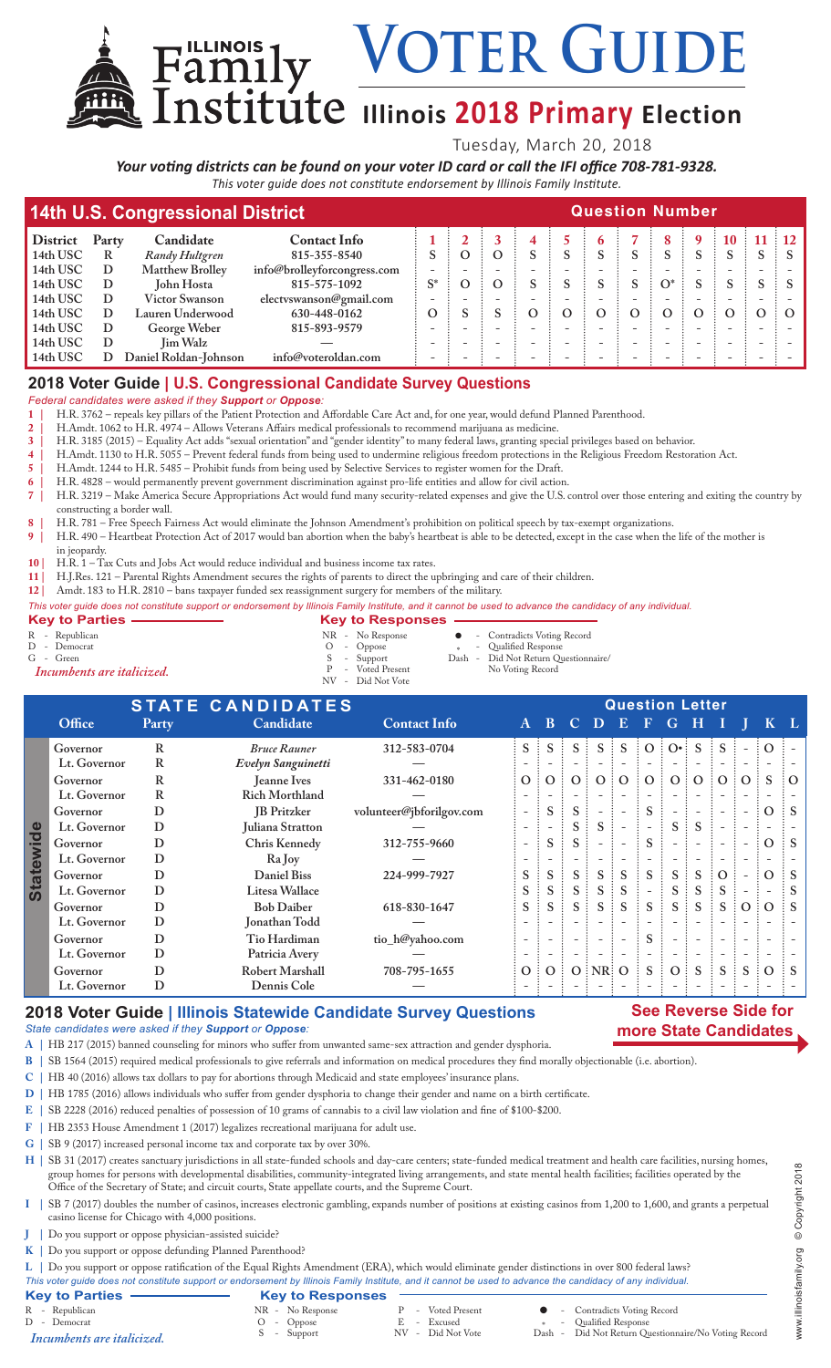# ILLINOIS Family Institute VOTER GUIDE

## Illinois 2018 Primary Election

Tuesday, March 20, 2018

***Your voting districts can be found on your voter ID card or call the IFI office 708-781-9328.***

*This voter guide does not constitute endorsement by Illinois Family Institute.*

## 14th U.S. Congressional District

| District | Party | Candidate | Contact Info | 1 | 2 | 3 | 4 | 5 | 6 | 7 | 8 | 9 | 10 | 11 | 12 |
|---|---|---|---|---|---|---|---|---|---|---|---|---|---|---|---|
| 14th USC | R | *Randy Hultgren* | 815-355-8540 | S | O | O | S | S | S | S | S | S | S | S | S |
| 14th USC | D | Matthew Brolley | info@brolleyforcongress.com | - | - | - | - | - | - | - | - | - | - | - | - |
| 14th USC | D | John Hosta | 815-575-1092 | S* | O | O | S | S | S | S | O* | S | S | S | S |
| 14th USC | D | Victor Swanson | electvswanson@gmail.com | - | - | - | - | - | - | - | - | - | - | - | - |
| 14th USC | D | Lauren Underwood | 630-448-0162 | O | S | S | O | O | O | O | O | O | O | O | O |
| 14th USC | D | George Weber | 815-893-9579 | - | - | - | - | - | - | - | - | - | - | - | - |
| 14th USC | D | Jim Walz | — | - | - | - | - | - | - | - | - | - | - | - | - |
| 14th USC | D | Daniel Roldan-Johnson | info@voteroldan.com | - | - | - | - | - | - | - | - | - | - | - | - |

## 2018 Voter Guide | U.S. Congressional Candidate Survey Questions

*Federal candidates were asked if they **Support** or **Oppose**:*

1 | H.R. 3762 – repeals key pillars of the Patient Protection and Affordable Care Act and, for one year, would defund Planned Parenthood.
2 | H.Amdt. 1062 to H.R. 4974 – Allows Veterans Affairs medical professionals to recommend marijuana as medicine.
3 | H.R. 3185 (2015) – Equality Act adds "sexual orientation" and "gender identity" to many federal laws, granting special privileges based on behavior.
4 | H.Amdt. 1130 to H.R. 5055 – Prevent federal funds from being used to undermine religious freedom protections in the Religious Freedom Restoration Act.
5 | H.Amdt. 1244 to H.R. 5485 – Prohibit funds from being used by Selective Services to register women for the Draft.
6 | H.R. 4828 – would permanently prevent government discrimination against pro-life entities and allow for civil action.
7 | H.R. 3219 – Make America Secure Appropriations Act would fund many security-related expenses and give the U.S. control over those entering and exiting the country by constructing a border wall.
8 | H.R. 781 – Free Speech Fairness Act would eliminate the Johnson Amendment's prohibition on political speech by tax-exempt organizations.
9 | H.R. 490 – Heartbeat Protection Act of 2017 would ban abortion when the baby's heartbeat is able to be detected, except in the case when the life of the mother is in jeopardy.
10 | H.R. 1 – Tax Cuts and Jobs Act would reduce individual and business income tax rates.
11 | H.J.Res. 121 – Parental Rights Amendment secures the rights of parents to direct the upbringing and care of their children.
12 | Amdt. 183 to H.R. 2810 – bans taxpayer funded sex reassignment surgery for members of the military.

*This voter guide does not constitute support or endorsement by Illinois Family Institute, and it cannot be used to advance the candidacy of any individual.*

**Key to Parties**
R - Republican
D - Democrat
G - Green
*Incumbents are italicized.*

**Key to Responses**
NR - No Response
O - Oppose
S - Support
P - Voted Present
NV - Did Not Vote
● - Contradicts Voting Record
* - Qualified Response
Dash - Did Not Return Questionnaire/No Voting Record

## STATE CANDIDATES — Statewide

| Office | Party | Candidate | Contact Info | A | B | C | D | E | F | G | H | I | J | K | L |
|---|---|---|---|---|---|---|---|---|---|---|---|---|---|---|---|
| Governor | R | *Bruce Rauner* | 312-583-0704 | S | S | S | S | S | O | O• | S | S | - | O | - |
| Lt. Governor | R | *Evelyn Sanguinetti* | — | - | - | - | - | - | - | - | - | - | - | - | - |
| Governor | R | Jeanne Ives | 331-462-0180 | O | O | O | O | O | O | O | O | O | O | S | O |
| Lt. Governor | R | Rich Morthland | | - | - | - | - | - | - | - | - | - | - | - | - |
| Governor | D | JB Pritzker | volunteer@jbforilgov.com | - | S | S | - | - | S | - | - | - | - | O | S |
| Lt. Governor | D | Juliana Stratton | | - | - | S | S | - | - | S | S | - | - | - | - |
| Governor | D | Chris Kennedy | 312-755-9660 | - | S | S | - | - | S | - | - | - | - | O | S |
| Lt. Governor | D | Ra Joy | — | - | - | - | - | - | - | - | - | - | - | - | - |
| Governor | D | Daniel Biss | 224-999-7927 | S | S | S | S | S | S | S | S | O | - | O | S |
| Lt. Governor | D | Litesa Wallace | | S | S | S | S | S | - | S | S | S | - | - | S |
| Governor | D | Bob Daiber | 618-830-1647 | S | S | S | S | S | S | S | S | S | O | O | S |
| Lt. Governor | D | Jonathan Todd | | - | - | - | - | - | - | - | - | - | - | - | - |
| Governor | D | Tio Hardiman | tio_h@yahoo.com | - | - | - | - | - | S | - | - | - | - | - | - |
| Lt. Governor | D | Patricia Avery | | - | - | - | - | - | - | - | - | - | - | - | - |
| Governor | D | Robert Marshall | 708-795-1655 | O | O | O | NR | O | S | O | S | S | S | O | S |
| Lt. Governor | D | Dennis Cole | — | - | - | - | - | - | - | - | - | - | - | - | - |

## 2018 Voter Guide | Illinois Statewide Candidate Survey Questions

**See Reverse Side for more State Candidates**

*State candidates were asked if they **Support** or **Oppose**:*

A | HB 217 (2015) banned counseling for minors who suffer from unwanted same-sex attraction and gender dysphoria.
B | SB 1564 (2015) required medical professionals to give referrals and information on medical procedures they find morally objectionable (i.e. abortion).
C | HB 40 (2016) allows tax dollars to pay for abortions through Medicaid and state employees' insurance plans.
D | HB 1785 (2016) allows individuals who suffer from gender dysphoria to change their gender and name on a birth certificate.
E | SB 2228 (2016) reduced penalties of possession of 10 grams of cannabis to a civil law violation and fine of $100-$200.
F | HB 2353 House Amendment 1 (2017) legalizes recreational marijuana for adult use.
G | SB 9 (2017) increased personal income tax and corporate tax by over 30%.
H | SB 31 (2017) creates sanctuary jurisdictions in all state-funded schools and day-care centers; state-funded medical treatment and health care facilities, nursing homes, group homes for persons with developmental disabilities, community-integrated living arrangements, and state mental health facilities; facilities operated by the Office of the Secretary of State; and circuit courts, State appellate courts, and the Supreme Court.
I | SB 7 (2017) doubles the number of casinos, increases electronic gambling, expands number of positions at existing casinos from 1,200 to 1,600, and grants a perpetual casino license for Chicago with 4,000 positions.
J | Do you support or oppose physician-assisted suicide?
K | Do you support or oppose defunding Planned Parenthood?
L | Do you support or oppose ratification of the Equal Rights Amendment (ERA), which would eliminate gender distinctions in over 800 federal laws?

*This voter guide does not constitute support or endorsement by Illinois Family Institute, and it cannot be used to advance the candidacy of any individual.*

**Key to Parties**
R - Republican
D - Democrat
*Incumbents are italicized.*

**Key to Responses**
NR - No Response
O - Oppose
S - Support
P - Voted Present
E - Excused
NV - Did Not Vote
● - Contradicts Voting Record
* - Qualified Response
Dash - Did Not Return Questionnaire/No Voting Record

www.illinoisfamily.org © Copyright 2018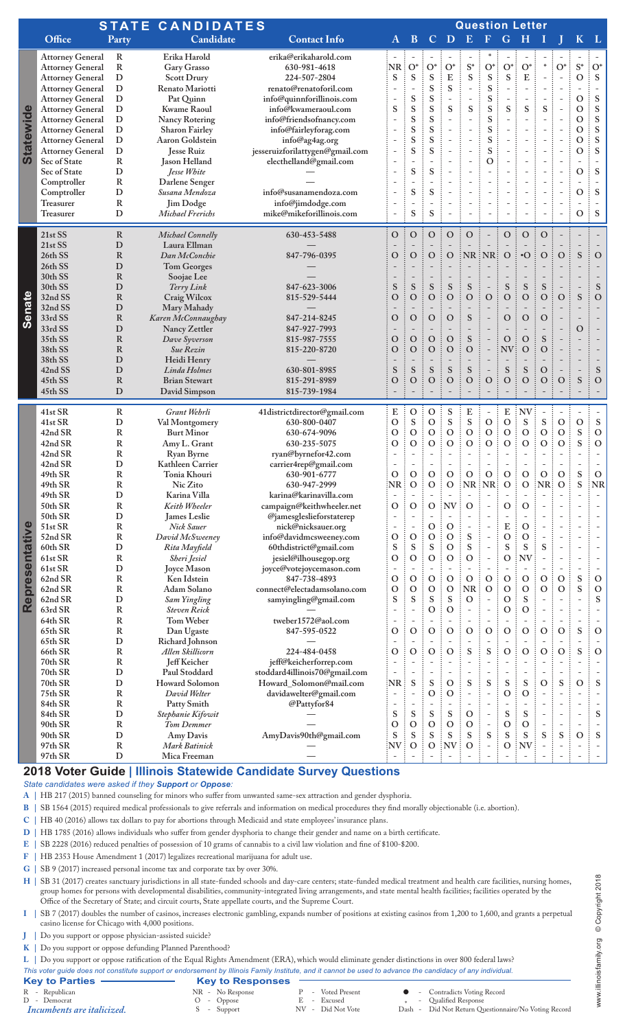| | Office | Party | Candidate | Contact Info | A | B | C | D | E | F | G | H | I | J | K | L |
|---|---|---|---|---|---|---|---|---|---|---|---|---|---|---|---|---|
| **STATE CANDIDATES** | | | | | **Question Letter** | | | | | | | | | | | |
| **Statewide** | Attorney General | R | Erika Harold | erika@erikaharold.com | - | - | - | - | - | * | - | - | - | - | - | - |
| | Attorney General | R | Gary Grasso | 630-981-4618 | NR | O* | O* | O* | S* | O* | O* | O* | * | O* | S* | O* |
| | Attorney General | D | Scott Drury | 224-507-2804 | S | S | S | E | S | S | S | E | - | - | O | S |
| | Attorney General | D | Renato Mariotti | renato@renatoforil.com | - | - | S | S | - | S | - | - | - | - | - | - |
| | Attorney General | D | Pat Quinn | info@quinnforillinois.com | - | S | S | - | - | S | - | - | - | - | O | S |
| | Attorney General | D | Kwame Raoul | info@kwameraoul.com | S | S | S | S | S | S | S | S | S | - | O | S |
| | Attorney General | D | Nancy Rotering | info@friendsofnancy.com | - | S | S | - | - | S | - | - | - | - | O | S |
| | Attorney General | D | Sharon Fairley | info@fairleyforag.com | - | S | S | - | - | S | - | - | - | - | O | S |
| | Attorney General | D | Aaron Goldstein | info@ag4ag.org | - | S | S | - | - | S | - | - | - | - | O | S |
| | Attorney General | D | Jesse Ruiz | jesseruizforilattygen@gmail.com | - | S | S | - | - | S | - | - | - | - | O | S |
| | Sec of State | R | Jason Helland | electhelland@gmail.com | - | - | - | - | - | O | - | - | - | - | - | - |
| | Sec of State | D | *Jesse White* | — | - | S | S | - | - | - | - | - | - | - | O | S |
| | Comptroller | R | Darlene Senger | | - | - | - | - | - | - | - | - | - | - | - | - |
| | Comptroller | D | *Susana Mendoza* | info@susanamendoza.com | - | S | S | - | - | - | - | - | - | - | O | S |
| | Treasurer | R | Jim Dodge | info@jimdodge.com | - | - | - | - | - | - | - | - | - | - | - | - |
| | Treasurer | D | *Michael Frerichs* | mike@mikeforillinois.com | - | S | S | - | - | - | - | - | - | - | O | S |
| **Senate** | 21st SS | R | *Michael Connelly* | 630-453-5488 | O | O | O | O | O | - | O | O | O | - | - | - |
| | 21st SS | D | Laura Ellman | — | - | - | - | - | - | - | - | - | - | - | - | - |
| | 26th SS | R | *Dan McConchie* | 847-796-0395 | O | O | O | O | NR | NR | O | •O | O | O | S | O |
| | 26th SS | D | Tom Georges | — | - | - | - | - | - | - | - | - | - | - | - | - |
| | 30th SS | R | Soojae Lee | | - | - | - | - | - | - | - | - | - | - | - | - |
| | 30th SS | D | *Terry Link* | 847-623-3006 | S | S | S | S | S | - | S | S | S | - | - | S |
| | 32nd SS | R | Craig Wilcox | 815-529-5444 | O | O | O | O | O | O | O | O | O | O | S | O |
| | 32nd SS | D | Mary Mahady | — | - | - | - | - | - | - | - | - | - | - | - | - |
| | 33rd SS | R | *Karen McConnaughay* | 847-214-8245 | O | O | O | O | S | - | O | O | O | - | - | - |
| | 33rd SS | D | Nancy Zettler | 847-927-7993 | - | - | - | - | - | - | - | - | - | - | O | - |
| | 35th SS | R | *Dave Syverson* | 815-987-7555 | O | O | O | O | S | - | O | O | S | - | - | - |
| | 38th SS | R | *Sue Rezin* | 815-220-8720 | O | O | O | O | O | - | NV | O | O | - | - | - |
| | 38th SS | D | Heidi Henry | — | - | - | - | - | - | - | - | - | - | - | - | - |
| | 42nd SS | D | *Linda Holmes* | 630-801-8985 | S | S | S | S | S | - | S | S | O | - | - | S |
| | 45th SS | R | Brian Stewart | 815-291-8989 | O | O | O | O | O | O | O | O | O | O | S | O |
| | 45th SS | D | David Simpson | 815-739-1984 | - | - | - | - | - | - | - | - | - | - | - | - |
| **Representative** | 41st SR | R | *Grant Wehrli* | 41districtdirector@gmail.com | E | O | O | S | E | - | E | NV | - | - | - | - |
| | 41st SR | D | Val Montgomery | 630-800-0407 | O | S | O | S | S | O | O | S | S | O | O | S |
| | 42nd SR | R | Burt Minor | 630-674-9096 | O | O | O | O | O | O | O | O | O | O | S | O |
| | 42nd SR | R | Amy L. Grant | 630-235-5075 | O | O | O | O | O | O | O | O | O | O | S | O |
| | 42nd SR | R | Ryan Byrne | ryan@byrnefor42.com | - | - | - | - | - | - | - | - | - | - | - | - |
| | 42nd SR | D | Kathleen Carrier | carrier4rep@gmail.com | - | - | - | - | - | - | - | - | - | - | - | - |
| | 49th SR | R | Tonia Khouri | 630-901-6777 | O | O | O | O | O | O | O | O | O | O | S | O |
| | 49th SR | R | Nic Zito | 630-947-2999 | NR | O | O | O | NR | NR | O | O | NR | O | S | NR |
| | 49th SR | D | Karina Villa | karina@karinavilla.com | - | - | - | - | - | - | - | - | - | - | - | - |
| | 50th SR | R | *Keith Wheeler* | campaign@keithwheeler.net | O | O | O | NV | O | - | O | O | - | - | - | - |
| | 50th SR | D | James Leslie | @jameslesliforstaterep | - | - | - | - | - | - | - | - | - | - | - | - |
| | 51st SR | R | *Nick Sauer* | nick@nicksauer.org | - | - | O | O | - | - | E | O | - | - | - | - |
| | 52nd SR | R | *David McSweeney* | info@davidmcsweeney.com | O | O | O | O | S | - | O | O | - | - | - | - |
| | 60th SR | D | *Rita Mayfield* | 60thdistrict@gmail.com | S | S | S | O | S | - | S | S | S | - | - | - |
| | 61st SR | R | *Sheri Jesiel* | jesiel@ilhousegop.org | O | O | O | O | O | - | O | NV | - | - | - | - |
| | 61st SR | D | Joyce Mason | joyce@votejoycemason.com | - | - | - | - | - | - | - | - | - | - | - | - |
| | 62nd SR | R | Ken Idstein | 847-738-4893 | O | O | O | O | O | O | O | O | O | O | S | O |
| | 62nd SR | R | Adam Solano | connect@electadamsolano.com | O | O | O | O | NR | O | O | O | O | O | S | O |
| | 62nd SR | D | *Sam Yingling* | samyingling@gmail.com | S | S | S | S | O | - | O | S | - | - | - | S |
| | 63rd SR | R | *Steven Reick* | — | - | - | O | O | - | - | O | O | - | - | - | - |
| | 64th SR | R | Tom Weber | tweber1572@aol.com | - | - | - | - | - | - | - | - | - | - | - | - |
| | 65th SR | R | Dan Ugaste | 847-595-0522 | O | O | O | O | O | O | O | O | O | O | S | O |
| | 65th SR | D | Richard Johnson | — | - | - | - | - | - | - | - | - | - | - | - | - |
| | 66th SR | R | *Allen Skillicorn* | 224-484-0458 | O | O | O | O | S | S | O | O | O | O | S | O |
| | 70th SR | R | Jeff Keicher | jeff@keicherforrep.com | - | - | - | - | - | - | - | - | - | - | - | - |
| | 70th SR | D | Paul Stoddard | stoddard4illinois70@gmail.com | - | - | - | - | - | - | - | - | - | - | - | - |
| | 70th SR | D | Howard Solomon | Howard_Solomon@mail.com | NR | S | S | O | S | S | S | S | O | S | O | S |
| | 75th SR | R | *David Welter* | davidawelter@gmail.com | - | - | O | O | - | - | O | O | - | - | - | - |
| | 84th SR | R | Patty Smith | @Pattyfor84 | - | - | - | - | - | - | - | - | - | - | - | - |
| | 84th SR | D | *Stephanie Kifowit* | — | S | S | S | S | O | - | S | S | - | - | - | S |
| | 90th SR | R | *Tom Demmer* | — | O | O | O | O | O | - | O | O | - | - | - | - |
| | 90th SR | D | Amy Davis | AmyDavis90th@gmail.com | S | S | S | S | S | S | S | S | S | S | O | S |
| | 97th SR | R | *Mark Batinick* | — | NV | O | O | NV | O | - | O | NV | - | - | - | - |
| | 97th SR | D | Mica Freeman | — | - | - | - | - | - | - | - | - | - | - | - | - |

## 2018 Voter Guide | Illinois Statewide Candidate Survey Questions

*State candidates were asked if they **Support** or **Oppose**:*

**A** | HB 217 (2015) banned counseling for minors who suffer from unwanted same-sex attraction and gender dysphoria.

**B** | SB 1564 (2015) required medical professionals to give referrals and information on medical procedures they find morally objectionable (i.e. abortion).

**C** | HB 40 (2016) allows tax dollars to pay for abortions through Medicaid and state employees' insurance plans.

**D** | HB 1785 (2016) allows individuals who suffer from gender dysphoria to change their gender and name on a birth certificate.

**E** | SB 2228 (2016) reduced penalties of possession of 10 grams of cannabis to a civil law violation and fine of $100-$200.

**F** | HB 2353 House Amendment 1 (2017) legalizes recreational marijuana for adult use.

**G** | SB 9 (2017) increased personal income tax and corporate tax by over 30%.

**H** | SB 31 (2017) creates sanctuary jurisdictions in all state-funded schools and day-care centers; state-funded medical treatment and health care facilities, nursing homes, group homes for persons with developmental disabilities, community-integrated living arrangements, and state mental health facilities; facilities operated by the Office of the Secretary of State; and circuit courts, State appellate courts, and the Supreme Court.

**I** | SB 7 (2017) doubles the number of casinos, increases electronic gambling, expands number of positions at existing casinos from 1,200 to 1,600, and grants a perpetual casino license for Chicago with 4,000 positions.

**J** | Do you support or oppose physician-assisted suicide?

**K** | Do you support or oppose defunding Planned Parenthood?

**L** | Do you support or oppose ratification of the Equal Rights Amendment (ERA), which would eliminate gender distinctions in over 800 federal laws?

*This voter guide does not constitute support or endorsement by Illinois Family Institute, and it cannot be used to advance the candidacy of any individual.*

**Key to Parties**
- R - Republican
- D - Democrat
- *Incumbents are italicized.*

**Key to Responses**
- NR - No Response
- O - Oppose
- S - Support
- P - Voted Present
- E - Excused
- NV - Did Not Vote
- ● - Contradicts Voting Record
- * - Qualified Response
- Dash - Did Not Return Questionnaire/No Voting Record

www.illinoisfamily.org © Copyright 2018